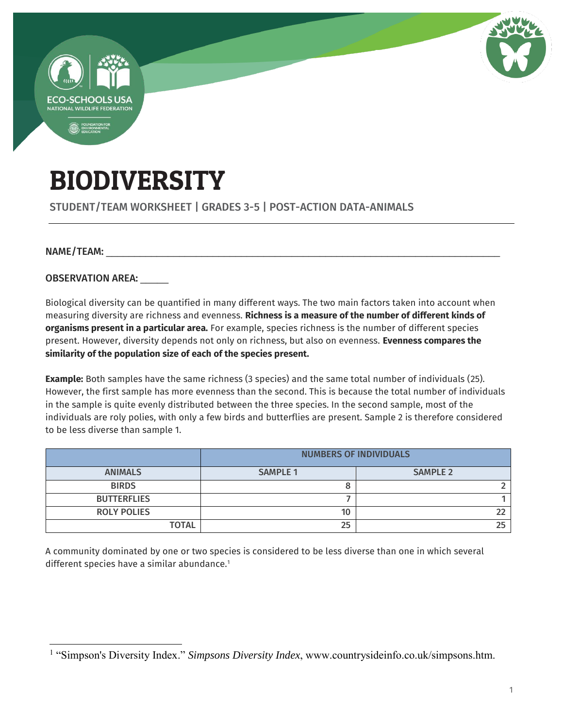# BIODIVERSITY

STUDENT/TEAM WORKSHEET | GRADES 3-5 | POST-ACTION DATA-ANIMALS

---

NAME/TEAM: ___________________________________________________________________

OBSERVATION AREA: _____

Biological diversity can be quantified in many different ways. The two main factors taken into account when measuring diversity are richness and evenness. **Richness is a measure of the number of different kinds of organisms present in a particular area.** For example, species richness is the number of different species present. However, diversity depends not only on richness, but also on evenness. **Evenness compares the similarity of the population size of each of the species present.**

**Example:** Both samples have the same richness (3 species) and the same total number of individuals (25). However, the first sample has more evenness than the second. This is because the total number of individuals in the sample is quite evenly distributed between the three species. In the second sample, most of the individuals are roly polies, with only a few birds and butterflies are present. Sample 2 is therefore considered to be less diverse than sample 1.

| | NUMBERS OF INDIVIDUALS | |
|---|---|---|
| **ANIMALS** | **SAMPLE 1** | **SAMPLE 2** |
| **BIRDS** | 8 | 2 |
| **BUTTERFLIES** | 7 | 1 |
| **ROLY POLIES** | 10 | 22 |
| **TOTAL** | 25 | 25 |

A community dominated by one or two species is considered to be less diverse than one in which several different species have a similar abundance.[1]

---

[1] "Simpson's Diversity Index." *Simpsons Diversity Index*, www.countrysideinfo.co.uk/simpsons.htm.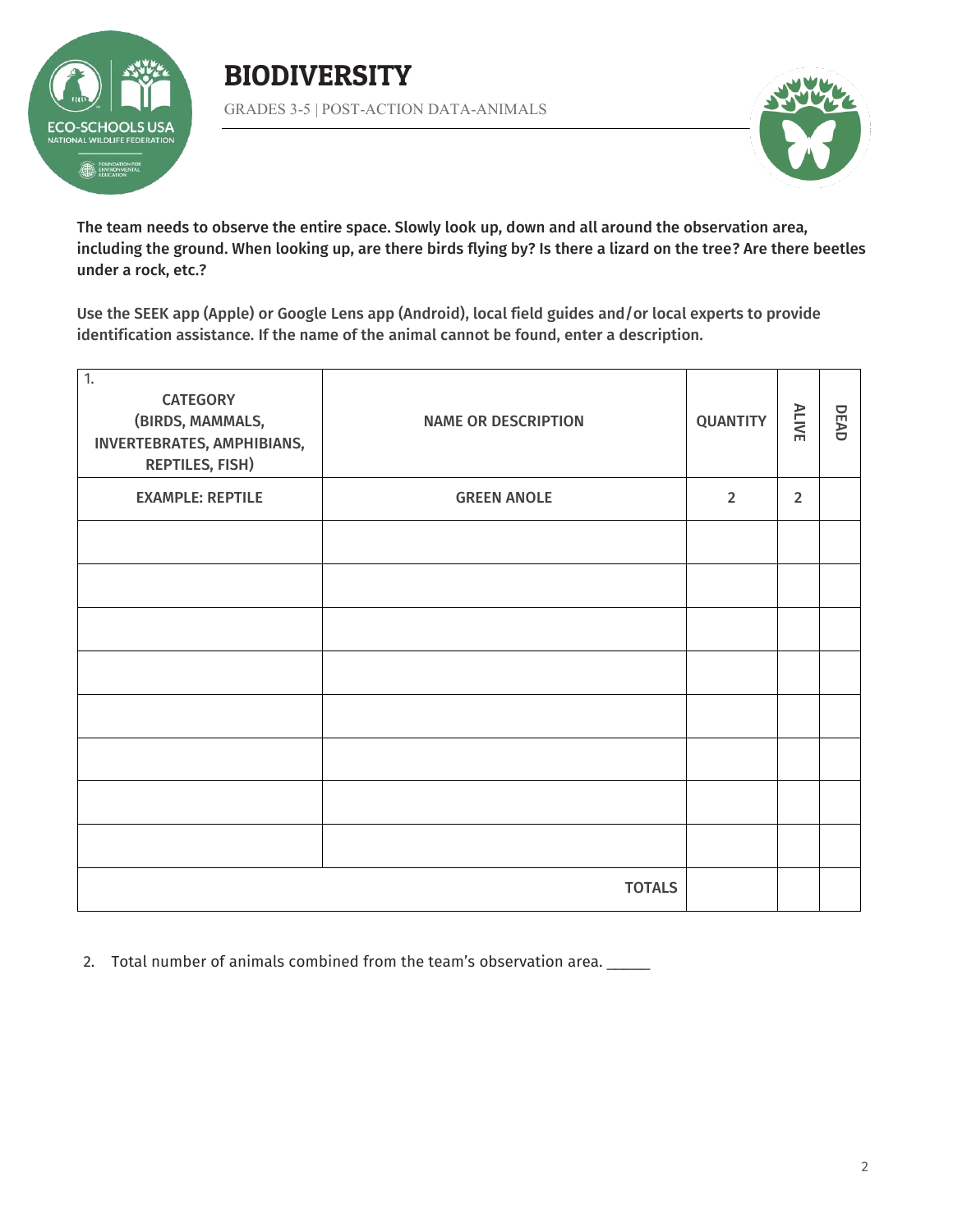# BIODIVERSITY

GRADES 3-5 | POST-ACTION DATA-ANIMALS

**The team needs to observe the entire space. Slowly look up, down and all around the observation area, including the ground. When looking up, are there birds flying by? Is there a lizard on the tree? Are there beetles under a rock, etc.?**

**Use the SEEK app (Apple) or Google Lens app (Android), local field guides and/or local experts to provide identification assistance. If the name of the animal cannot be found, enter a description.**

| 1. CATEGORY (BIRDS, MAMMALS, INVERTEBRATES, AMPHIBIANS, REPTILES, FISH) | NAME OR DESCRIPTION | QUANTITY | ALIVE | DEAD |
|---|---|---|---|---|
| EXAMPLE: REPTILE | GREEN ANOLE | 2 | 2 | |
| | | | | |
| | | | | |
| | | | | |
| | | | | |
| | | | | |
| | | | | |
| | | | | |
| | | | | |
| | TOTALS | | | |

2. Total number of animals combined from the team's observation area. _____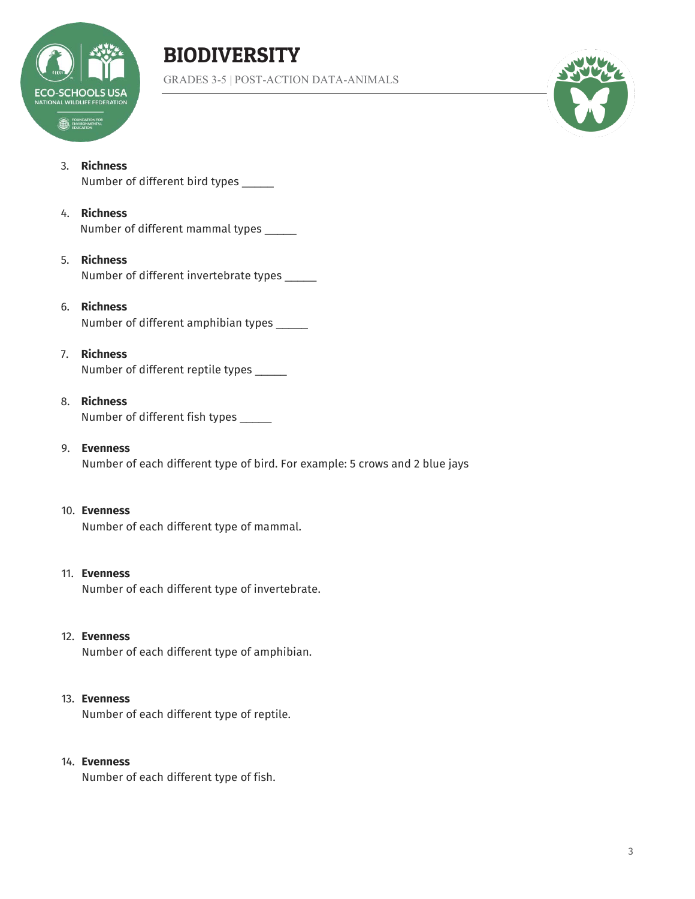3. **Richness**
   Number of different bird types _____

4. **Richness**
   Number of different mammal types _____

5. **Richness**
   Number of different invertebrate types _____

6. **Richness**
   Number of different amphibian types _____

7. **Richness**
   Number of different reptile types _____

8. **Richness**
   Number of different fish types _____

9. **Evenness**
   Number of each different type of bird. For example: 5 crows and 2 blue jays

10. **Evenness**
    Number of each different type of mammal.

11. **Evenness**
    Number of each different type of invertebrate.

12. **Evenness**
    Number of each different type of amphibian.

13. **Evenness**
    Number of each different type of reptile.

14. **Evenness**
    Number of each different type of fish.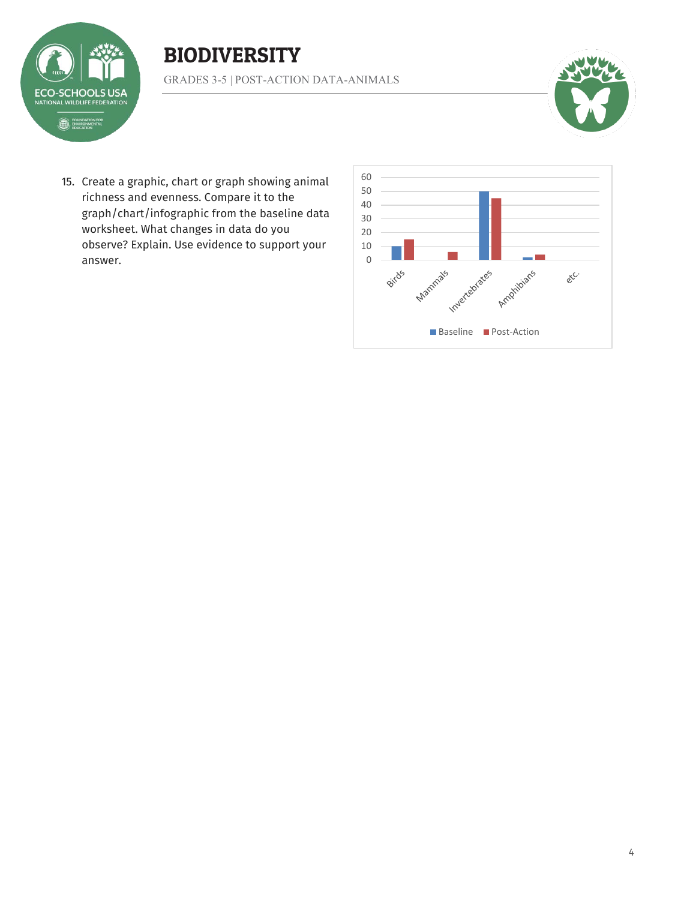# BIODIVERSITY

GRADES 3-5 | POST-ACTION DATA-ANIMALS

15. Create a graphic, chart or graph showing animal richness and evenness. Compare it to the graph/chart/infographic from the baseline data worksheet. What changes in data do you observe? Explain. Use evidence to support your answer.

60
50
40
30
20
10
0

Birds
Mammals
Invertebrates
Amphibians
etc.

Baseline
Post-Action